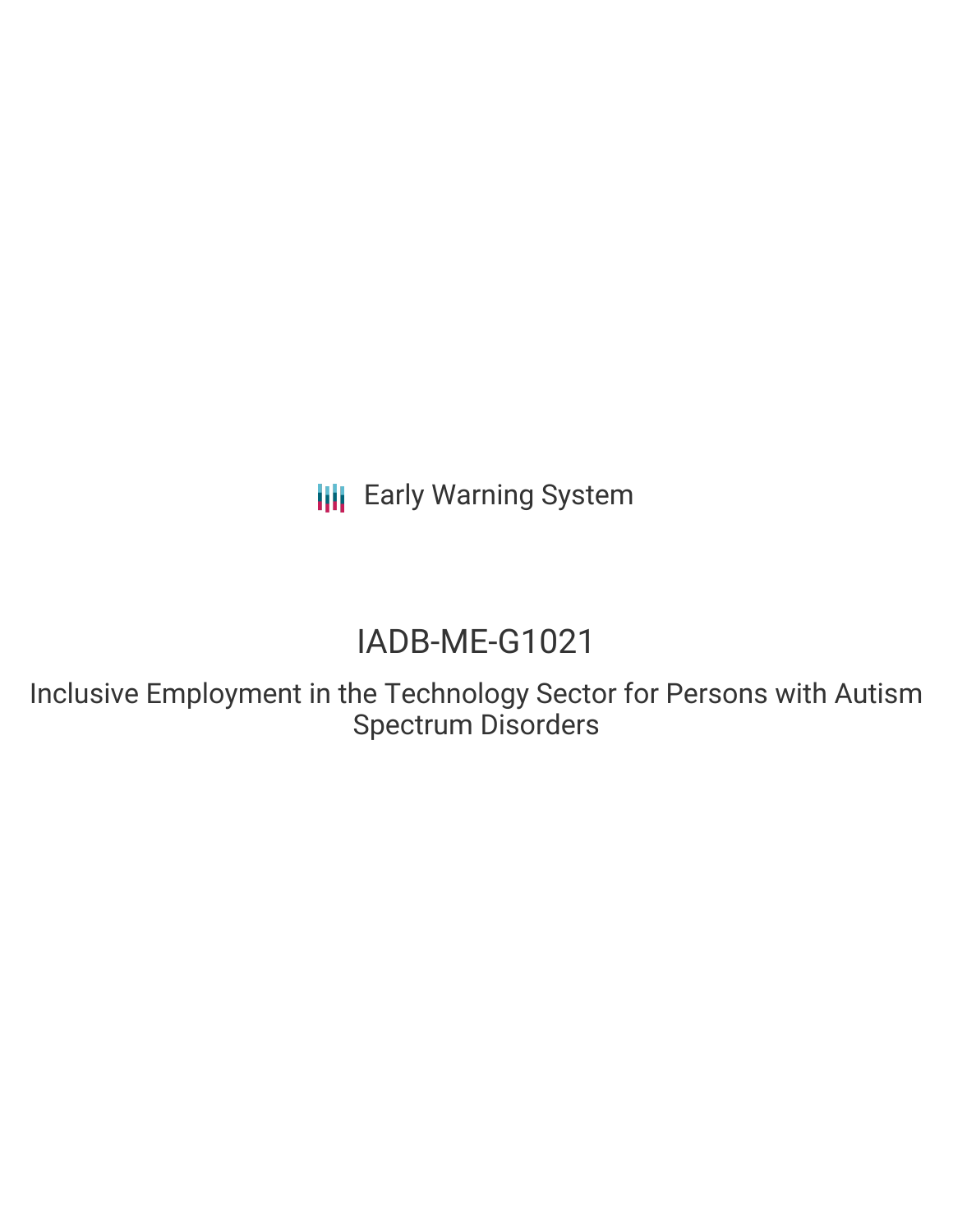Early Warning System

# IADB-ME-G1021

## Inclusive Employment in the Technology Sector for Persons with Autism Spectrum Disorders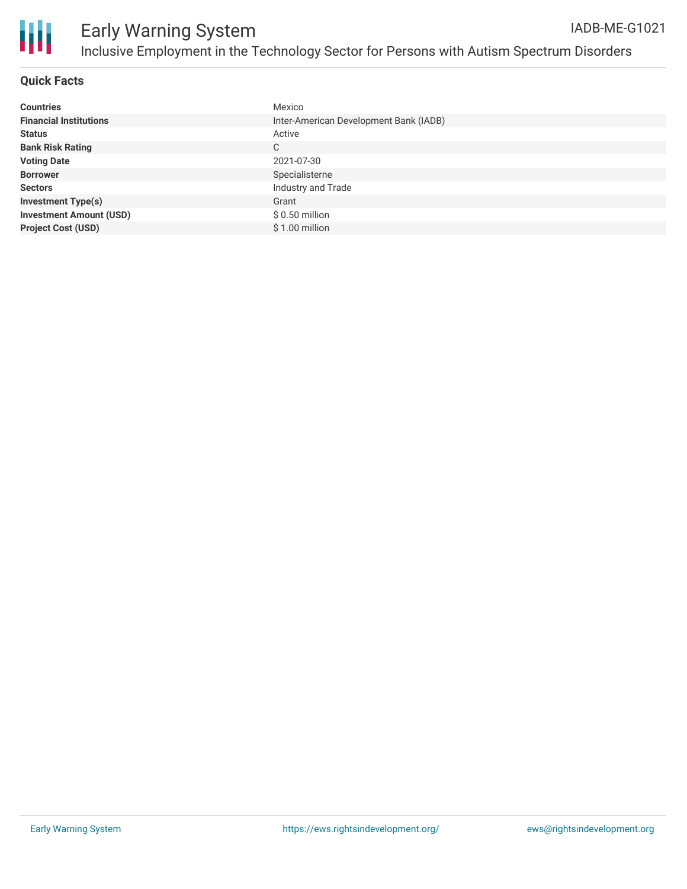# Early Warning System

## Inclusive Employment in the Technology Sector for Persons with Autism Spectrum Disorders

IADB-ME-G1021

### Quick Facts

| | |
|---|---|
| **Countries** | Mexico |
| **Financial Institutions** | Inter-American Development Bank (IADB) |
| **Status** | Active |
| **Bank Risk Rating** | C |
| **Voting Date** | 2021-07-30 |
| **Borrower** | Specialisterne |
| **Sectors** | Industry and Trade |
| **Investment Type(s)** | Grant |
| **Investment Amount (USD)** | $ 0.50 million |
| **Project Cost (USD)** | $ 1.00 million |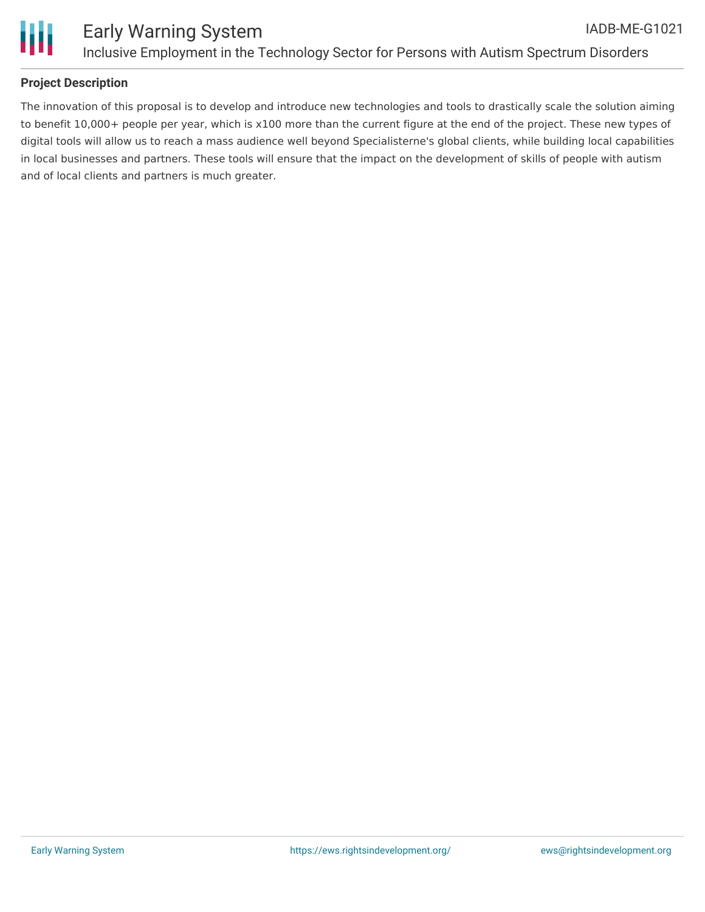## Project Description

The innovation of this proposal is to develop and introduce new technologies and tools to drastically scale the solution aiming to benefit 10,000+ people per year, which is x100 more than the current figure at the end of the project. These new types of digital tools will allow us to reach a mass audience well beyond Specialisterne's global clients, while building local capabilities in local businesses and partners. These tools will ensure that the impact on the development of skills of people with autism and of local clients and partners is much greater.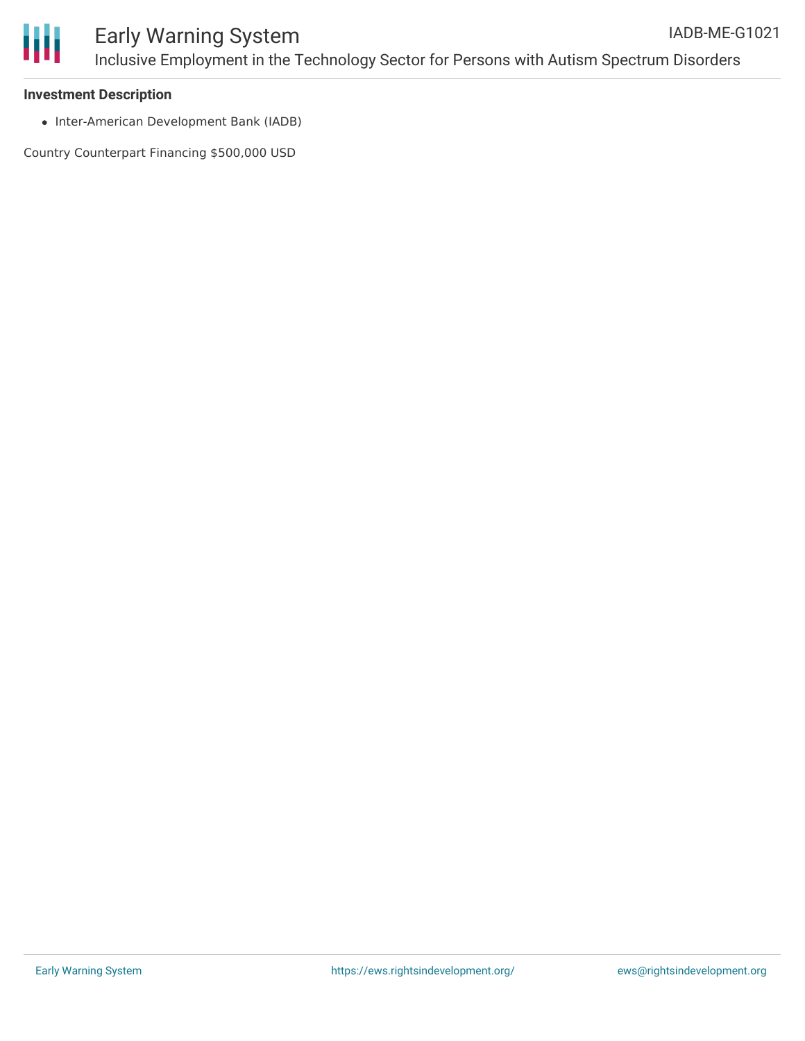**Investment Description**

- Inter-American Development Bank (IADB)

Country Counterpart Financing $500,000 USD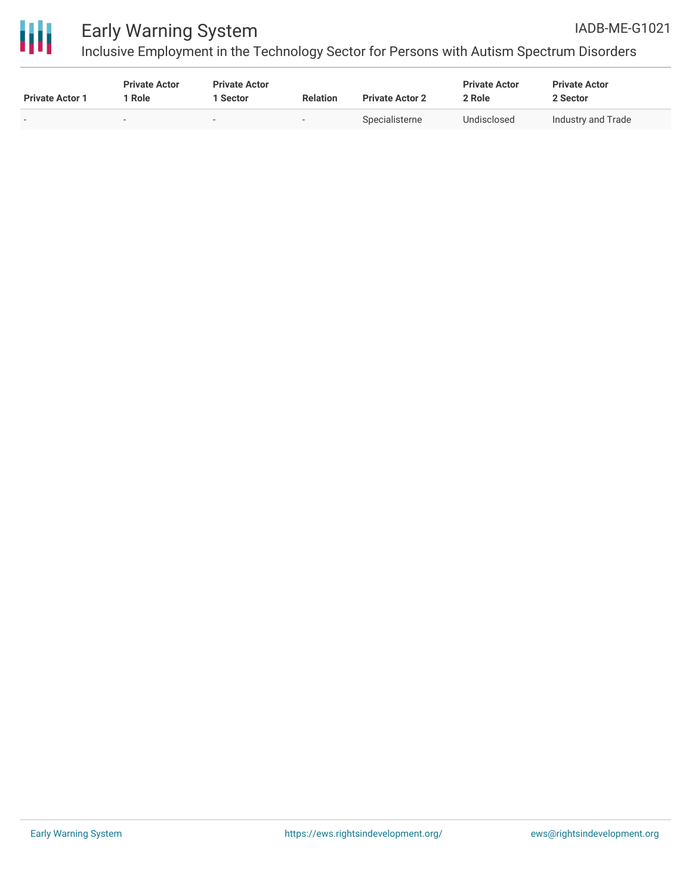| Private Actor 1 | Private Actor 1 Role | Private Actor 1 Sector | Relation | Private Actor 2 | Private Actor 2 Role | Private Actor 2 Sector |
| --- | --- | --- | --- | --- | --- | --- |
| - | - | - | - | Specialisterne | Undisclosed | Industry and Trade |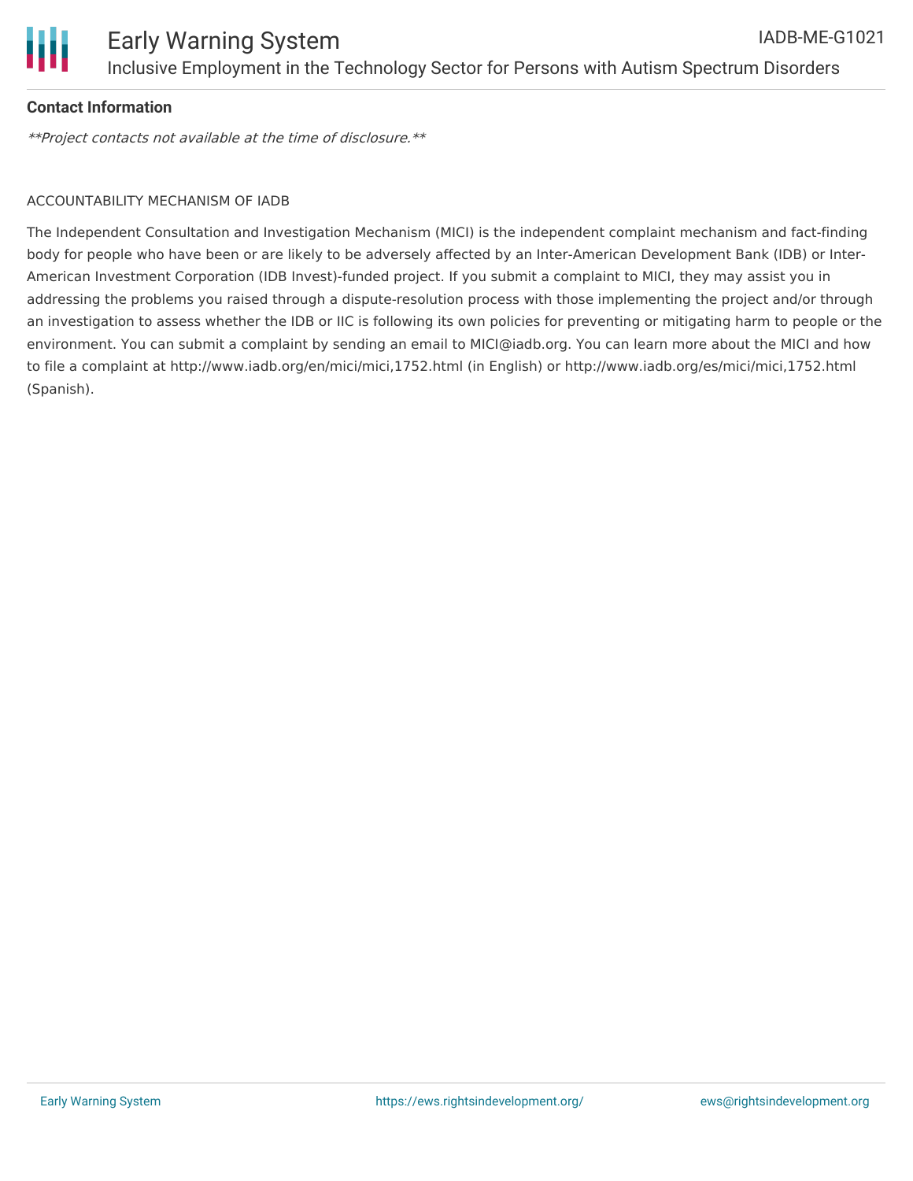## Contact Information

*\*\*Project contacts not available at the time of disclosure.\*\**

ACCOUNTABILITY MECHANISM OF IADB

The Independent Consultation and Investigation Mechanism (MICI) is the independent complaint mechanism and fact-finding body for people who have been or are likely to be adversely affected by an Inter-American Development Bank (IDB) or Inter-American Investment Corporation (IDB Invest)-funded project. If you submit a complaint to MICI, they may assist you in addressing the problems you raised through a dispute-resolution process with those implementing the project and/or through an investigation to assess whether the IDB or IIC is following its own policies for preventing or mitigating harm to people or the environment. You can submit a complaint by sending an email to MICI@iadb.org. You can learn more about the MICI and how to file a complaint at http://www.iadb.org/en/mici/mici,1752.html (in English) or http://www.iadb.org/es/mici/mici,1752.html (Spanish).